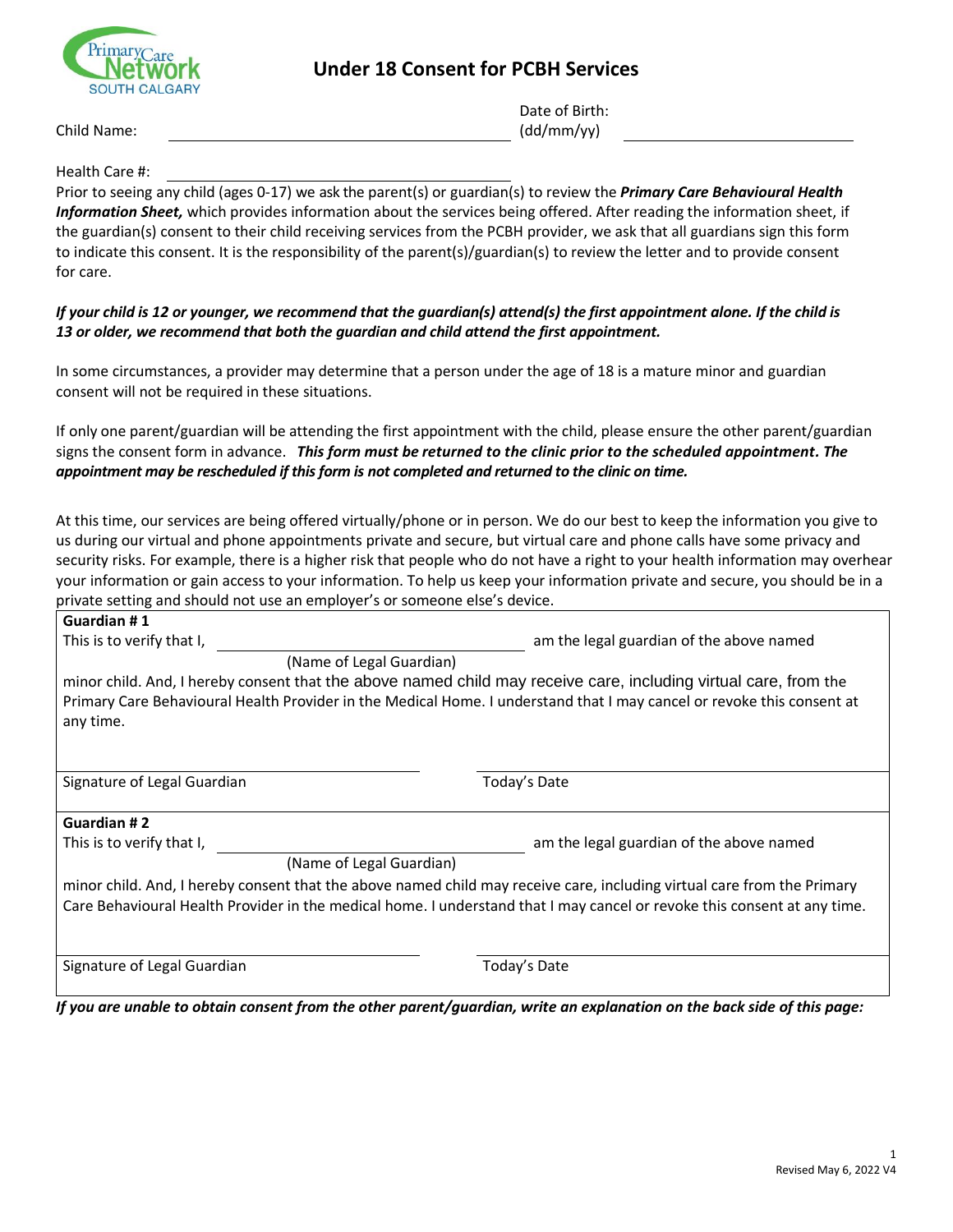# Under 18 Consent for PCBH Services

Child Name: ______________________________ Date of Birth: (dd/mm/yy) ______________________

Health Care #: ______________________________

Prior to seeing any child (ages 0-17) we ask the parent(s) or guardian(s) to review the ***Primary Care Behavioural Health Information Sheet,*** which provides information about the services being offered. After reading the information sheet, if the guardian(s) consent to their child receiving services from the PCBH provider, we ask that all guardians sign this form to indicate this consent. It is the responsibility of the parent(s)/guardian(s) to review the letter and to provide consent for care.

***If your child is 12 or younger, we recommend that the guardian(s) attend(s) the first appointment alone. If the child is 13 or older, we recommend that both the guardian and child attend the first appointment.***

In some circumstances, a provider may determine that a person under the age of 18 is a mature minor and guardian consent will not be required in these situations.

If only one parent/guardian will be attending the first appointment with the child, please ensure the other parent/guardian signs the consent form in advance. ***This form must be returned to the clinic prior to the scheduled appointment. The appointment may be rescheduled if this form is not completed and returned to the clinic on time.***

At this time, our services are being offered virtually/phone or in person. We do our best to keep the information you give to us during our virtual and phone appointments private and secure, but virtual care and phone calls have some privacy and security risks. For example, there is a higher risk that people who do not have a right to your health information may overhear your information or gain access to your information. To help us keep your information private and secure, you should be in a private setting and should not use an employer's or someone else's device.

**Guardian # 1**

This is to verify that I, ______________________________ am the legal guardian of the above named
(Name of Legal Guardian)
minor child. And, I hereby consent that the above named child may receive care, including virtual care, from the Primary Care Behavioural Health Provider in the Medical Home. I understand that I may cancel or revoke this consent at any time.

______________________________ ______________________________
Signature of Legal Guardian Today's Date

**Guardian # 2**

This is to verify that I, ______________________________ am the legal guardian of the above named
(Name of Legal Guardian)
minor child. And, I hereby consent that the above named child may receive care, including virtual care from the Primary Care Behavioural Health Provider in the medical home. I understand that I may cancel or revoke this consent at any time.

______________________________ ______________________________
Signature of Legal Guardian Today's Date

***If you are unable to obtain consent from the other parent/guardian, write an explanation on the back side of this page:***

Revised May 6, 2022 V4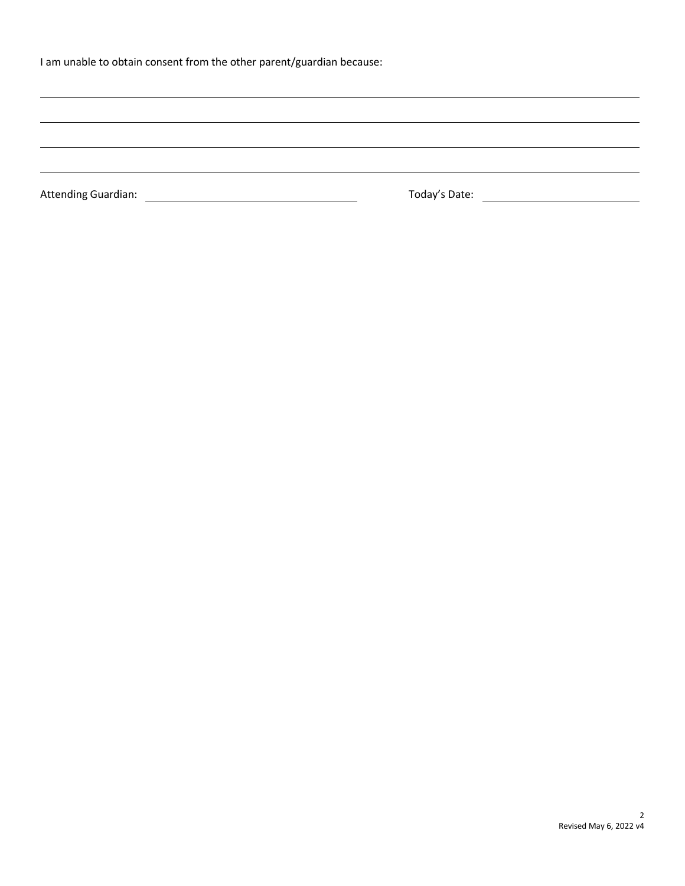I am unable to obtain consent from the other parent/guardian because:

\_\_\_\_\_\_\_\_\_\_\_\_\_\_\_\_\_\_\_\_\_\_\_\_\_\_\_\_\_\_\_\_\_\_\_\_\_\_\_\_\_\_\_\_\_\_\_\_\_\_\_\_\_\_\_\_\_\_\_\_\_\_\_\_\_\_\_\_\_\_\_\_\_\_\_\_

\_\_\_\_\_\_\_\_\_\_\_\_\_\_\_\_\_\_\_\_\_\_\_\_\_\_\_\_\_\_\_\_\_\_\_\_\_\_\_\_\_\_\_\_\_\_\_\_\_\_\_\_\_\_\_\_\_\_\_\_\_\_\_\_\_\_\_\_\_\_\_\_\_\_\_\_

\_\_\_\_\_\_\_\_\_\_\_\_\_\_\_\_\_\_\_\_\_\_\_\_\_\_\_\_\_\_\_\_\_\_\_\_\_\_\_\_\_\_\_\_\_\_\_\_\_\_\_\_\_\_\_\_\_\_\_\_\_\_\_\_\_\_\_\_\_\_\_\_\_\_\_\_

\_\_\_\_\_\_\_\_\_\_\_\_\_\_\_\_\_\_\_\_\_\_\_\_\_\_\_\_\_\_\_\_\_\_\_\_\_\_\_\_\_\_\_\_\_\_\_\_\_\_\_\_\_\_\_\_\_\_\_\_\_\_\_\_\_\_\_\_\_\_\_\_\_\_\_\_

Attending Guardian: \_\_\_\_\_\_\_\_\_\_\_\_\_\_\_\_\_\_\_\_\_\_\_\_\_\_\_\_ Today's Date: \_\_\_\_\_\_\_\_\_\_\_\_\_\_\_\_\_\_\_\_

Revised May 6, 2022 v4